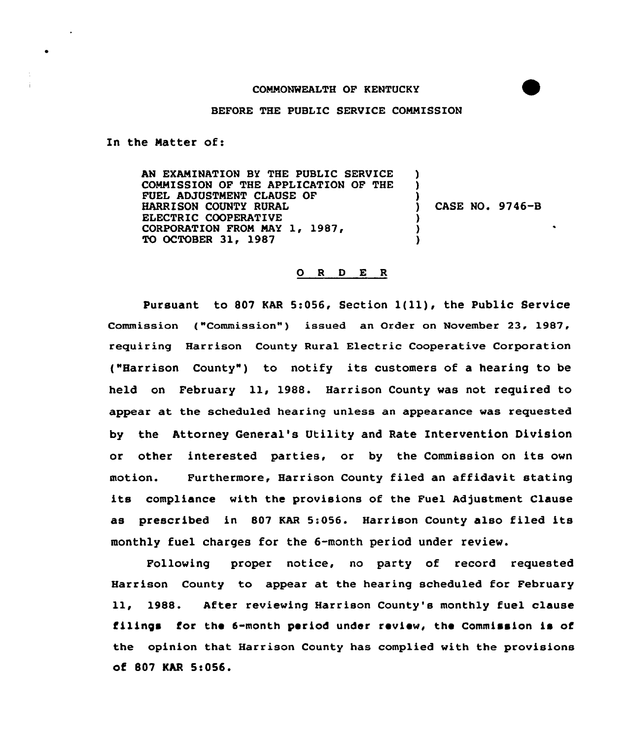COMMONWEALTH OF KENTUCKY

BEFORE THE PUBLIC SERVICE COMMISSION

In the Matter of:

AN EXAMINATION BY THE PUBLIC SERVICE COMMISSION OF THE APPLICATION OF THE FUEL ADJUSTMENT CLAUSE OF HARRISON COUNTY RURAL ELECTRIC COOPERATIVE CORPORATION FROM MAY 1, 1987, TO OCTOBER 31, 1987 ) CASE NO. 9746-B

O R D E R

Pursuant to 807 KAR 5:056, Section 1(11), the Public Service Commission ("Commission") issued an Order on November 23, 1987, requiring Harrison County Rural Electric Cooperative Corporation ("Harrison County") to notify its customers of a hearing to be held on February 11, 1988. Harrison County was not required to appear at the scheduled hearing unless an appearance was requested by the Attorney General's Utility and Rate Intervention Division or other interested parties, or by the Commission on its own motion. Furthermore, Harrison County filed an affidavit stating its compliance with the provisions of the Fuel Adjustment Clause as prescribed in 807 KAR 5:056. Harrison County also filed its monthly fuel charges for the 6-month period under review.

Following proper notice, no party of record requested Harrison County to appear at the hearing scheduled for February 11, 1988. After reviewing Harrison County's monthly fuel clause filings for the 6-month period under review, the Commission is of the opinion that Harrison County has complied with the provisions of 807 KAR 5:056.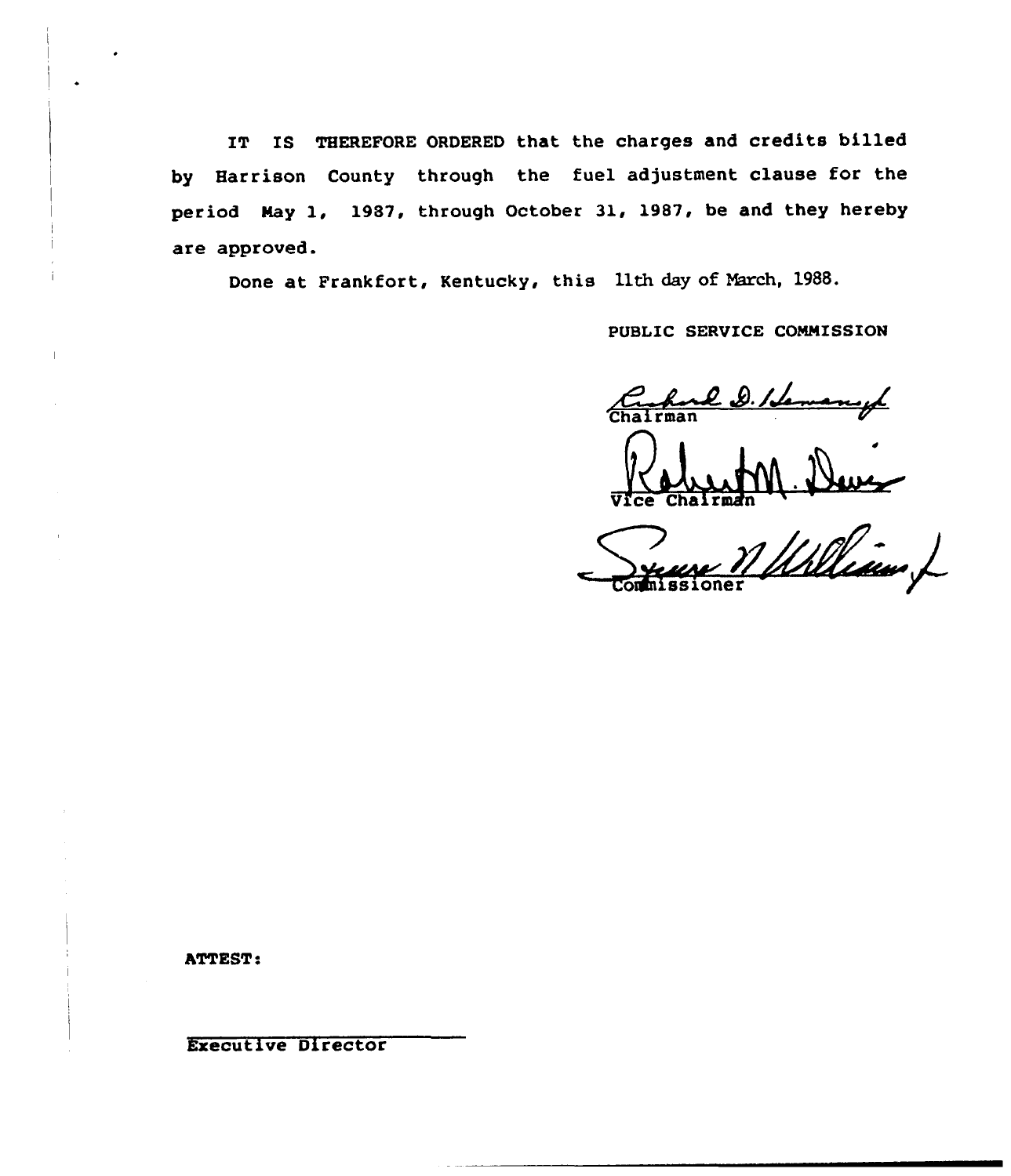IT IS THEREFORE ORDERED that the charges and credits billed by Harrison County through the fuel adjustment clause for the period May 1, 1987, through October 31, 1987, be and they hereby are approved.

Done at Frankfort, Kentucky, this 11th day of March, 1988.

PUBLIC SERVICE COMMISSION

Chairman

Vice Chairman

Commissioner

ATTEST:

Executive Director